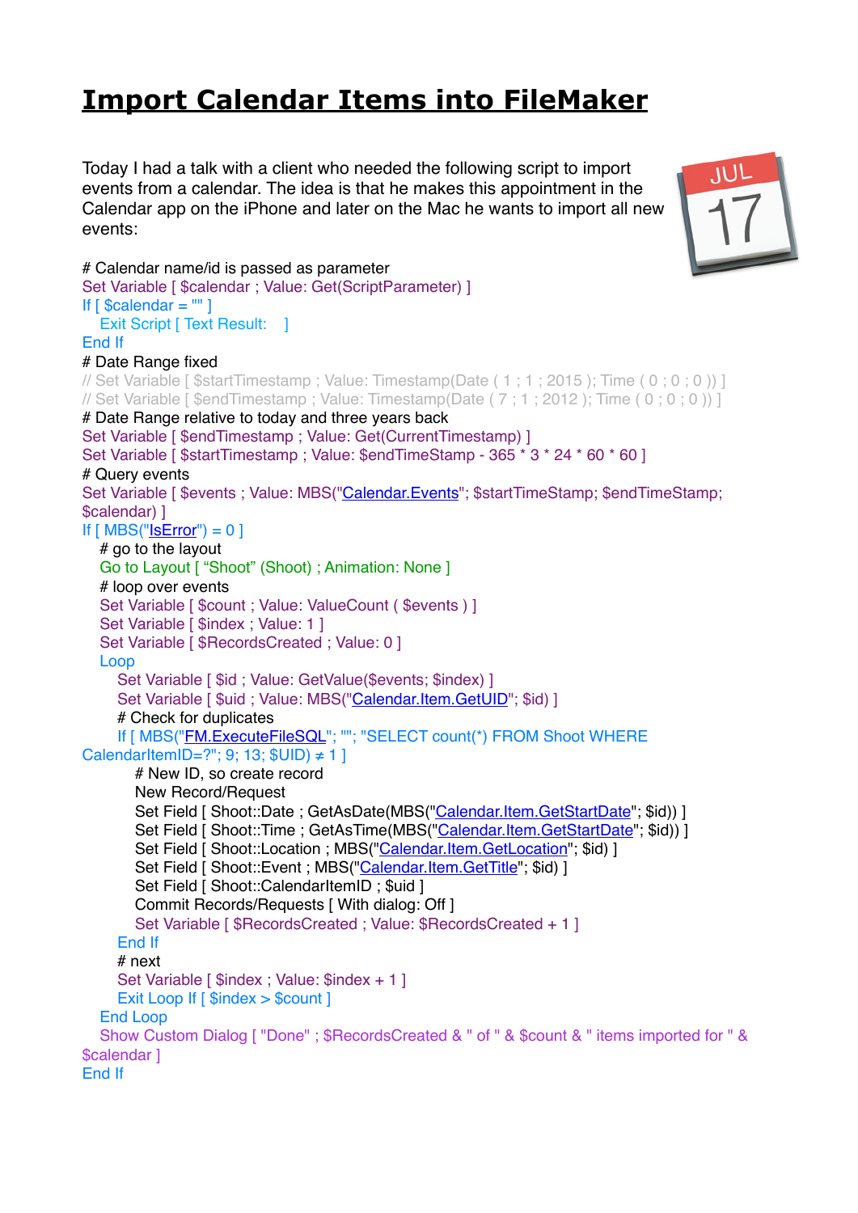# Import Calendar Items into FileMaker

Today I had a talk with a client who needed the following script to import events from a calendar. The idea is that he makes this appointment in the Calendar app on the iPhone and later on the Mac he wants to import all new events:

```
# Calendar name/id is passed as parameter
Set Variable [ $calendar ; Value: Get(ScriptParameter) ]
If [ $calendar = "" ]
   Exit Script [ Text Result:    ]
End If
# Date Range fixed
// Set Variable [ $startTimestamp ; Value: Timestamp(Date ( 1 ; 1 ; 2015 ); Time ( 0 ; 0 ; 0 )) ]
// Set Variable [ $endTimestamp ; Value: Timestamp(Date ( 7 ; 1 ; 2012 ); Time ( 0 ; 0 ; 0 )) ]
# Date Range relative to today and three years back
Set Variable [ $endTimestamp ; Value: Get(CurrentTimestamp) ]
Set Variable [ $startTimestamp ; Value: $endTimeStamp - 365 * 3 * 24 * 60 * 60 ]
# Query events
Set Variable [ $events ; Value: MBS("Calendar.Events"; $startTimeStamp; $endTimeStamp; $calendar) ]
If [ MBS("IsError") = 0 ]
   # go to the layout
   Go to Layout [ "Shoot" (Shoot) ; Animation: None ]
   # loop over events
   Set Variable [ $count ; Value: ValueCount ( $events ) ]
   Set Variable [ $index ; Value: 1 ]
   Set Variable [ $RecordsCreated ; Value: 0 ]
   Loop
      Set Variable [ $id ; Value: GetValue($events; $index) ]
      Set Variable [ $uid ; Value: MBS("Calendar.Item.GetUID"; $id) ]
      # Check for duplicates
      If [ MBS("FM.ExecuteFileSQL"; ""; "SELECT count(*) FROM Shoot WHERE CalendarItemID=?"; 9; 13; $UID) ≠ 1 ]
         # New ID, so create record
         New Record/Request
         Set Field [ Shoot::Date ; GetAsDate(MBS("Calendar.Item.GetStartDate"; $id)) ]
         Set Field [ Shoot::Time ; GetAsTime(MBS("Calendar.Item.GetStartDate"; $id)) ]
         Set Field [ Shoot::Location ; MBS("Calendar.Item.GetLocation"; $id) ]
         Set Field [ Shoot::Event ; MBS("Calendar.Item.GetTitle"; $id) ]
         Set Field [ Shoot::CalendarItemID ; $uid ]
         Commit Records/Requests [ With dialog: Off ]
         Set Variable [ $RecordsCreated ; Value: $RecordsCreated + 1 ]
      End If
      # next
      Set Variable [ $index ; Value: $index + 1 ]
      Exit Loop If [ $index > $count ]
   End Loop
   Show Custom Dialog [ "Done" ; $RecordsCreated & " of " & $count & " items imported for " & $calendar ]
End If
```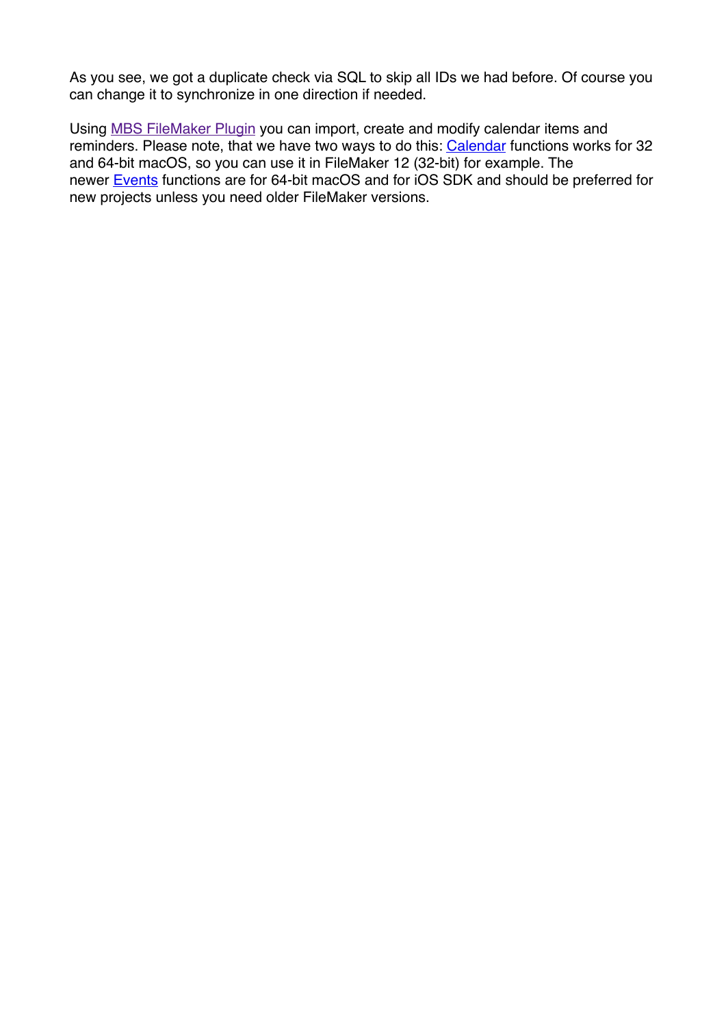As you see, we got a duplicate check via SQL to skip all IDs we had before. Of course you can change it to synchronize in one direction if needed.

Using MBS FileMaker Plugin you can import, create and modify calendar items and reminders. Please note, that we have two ways to do this: Calendar functions works for 32 and 64-bit macOS, so you can use it in FileMaker 12 (32-bit) for example. The newer Events functions are for 64-bit macOS and for iOS SDK and should be preferred for new projects unless you need older FileMaker versions.